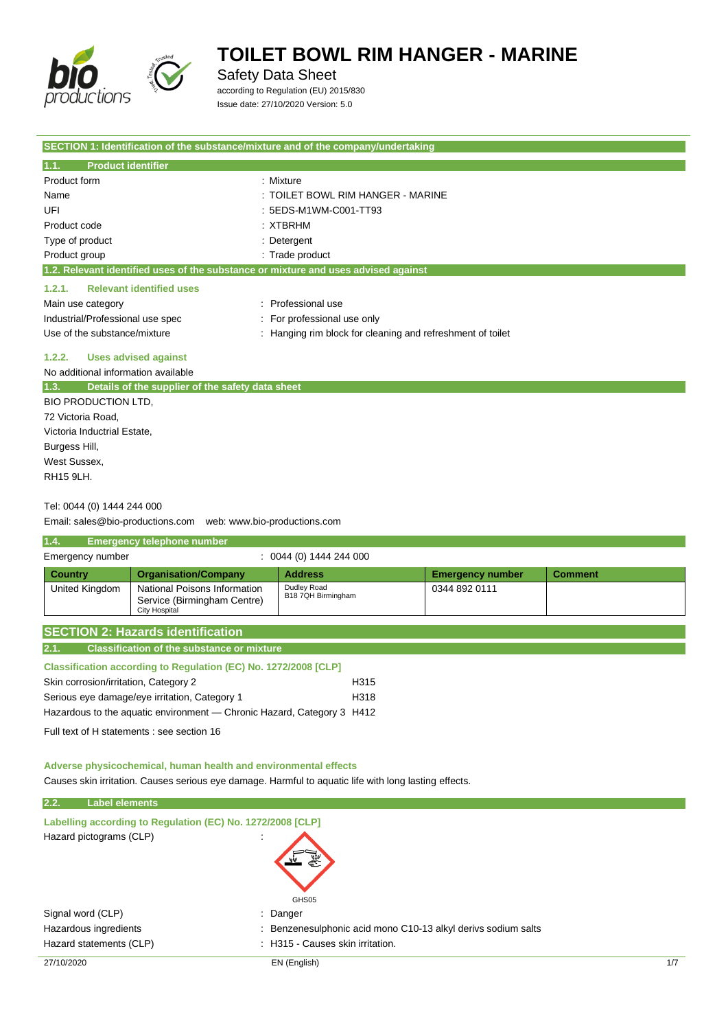# TOILET BOWL RIM HANGER - MARINE

Safety Data Sheet

according to Regulation (EU) 2015/830

Issue date: 27/10/2020 Version: 5.0

## SECTION 1: Identification of the substance/mixture and of the company/undertaking

### 1.1. Product identifier

| | |
|---|---|
| Product form | : Mixture |
| Name | : TOILET BOWL RIM HANGER - MARINE |
| UFI | : 5EDS-M1WM-C001-TT93 |
| Product code | : XTBRHM |
| Type of product | : Detergent |
| Product group | : Trade product |

### 1.2. Relevant identified uses of the substance or mixture and uses advised against

#### 1.2.1. Relevant identified uses

| | |
|---|---|
| Main use category | : Professional use |
| Industrial/Professional use spec | : For professional use only |
| Use of the substance/mixture | : Hanging rim block for cleaning and refreshment of toilet |

#### 1.2.2. Uses advised against

No additional information available

### 1.3. Details of the supplier of the safety data sheet

BIO PRODUCTION LTD,
72 Victoria Road,
Victoria Inductrial Estate,
Burgess Hill,
West Sussex,
RH15 9LH.

Tel: 0044 (0) 1444 244 000

Email: sales@bio-productions.com web: www.bio-productions.com

### 1.4. Emergency telephone number

Emergency number : 0044 (0) 1444 244 000

| Country | Organisation/Company | Address | Emergency number | Comment |
|---|---|---|---|---|
| United Kingdom | National Poisons Information Service (Birmingham Centre) City Hospital | Dudley Road B18 7QH Birmingham | 0344 892 0111 | |

## SECTION 2: Hazards identification

### 2.1. Classification of the substance or mixture

**Classification according to Regulation (EC) No. 1272/2008 [CLP]**

| | |
|---|---|
| Skin corrosion/irritation, Category 2 | H315 |
| Serious eye damage/eye irritation, Category 1 | H318 |
| Hazardous to the aquatic environment — Chronic Hazard, Category 3 | H412 |

Full text of H statements : see section 16

**Adverse physicochemical, human health and environmental effects**

Causes skin irritation. Causes serious eye damage. Harmful to aquatic life with long lasting effects.

### 2.2. Label elements

**Labelling according to Regulation (EC) No. 1272/2008 [CLP]**

Hazard pictograms (CLP) :

GHS05

| | |
|---|---|
| Signal word (CLP) | : Danger |
| Hazardous ingredients | : Benzenesulphonic acid mono C10-13 alkyl derivs sodium salts |
| Hazard statements (CLP) | : H315 - Causes skin irritation. |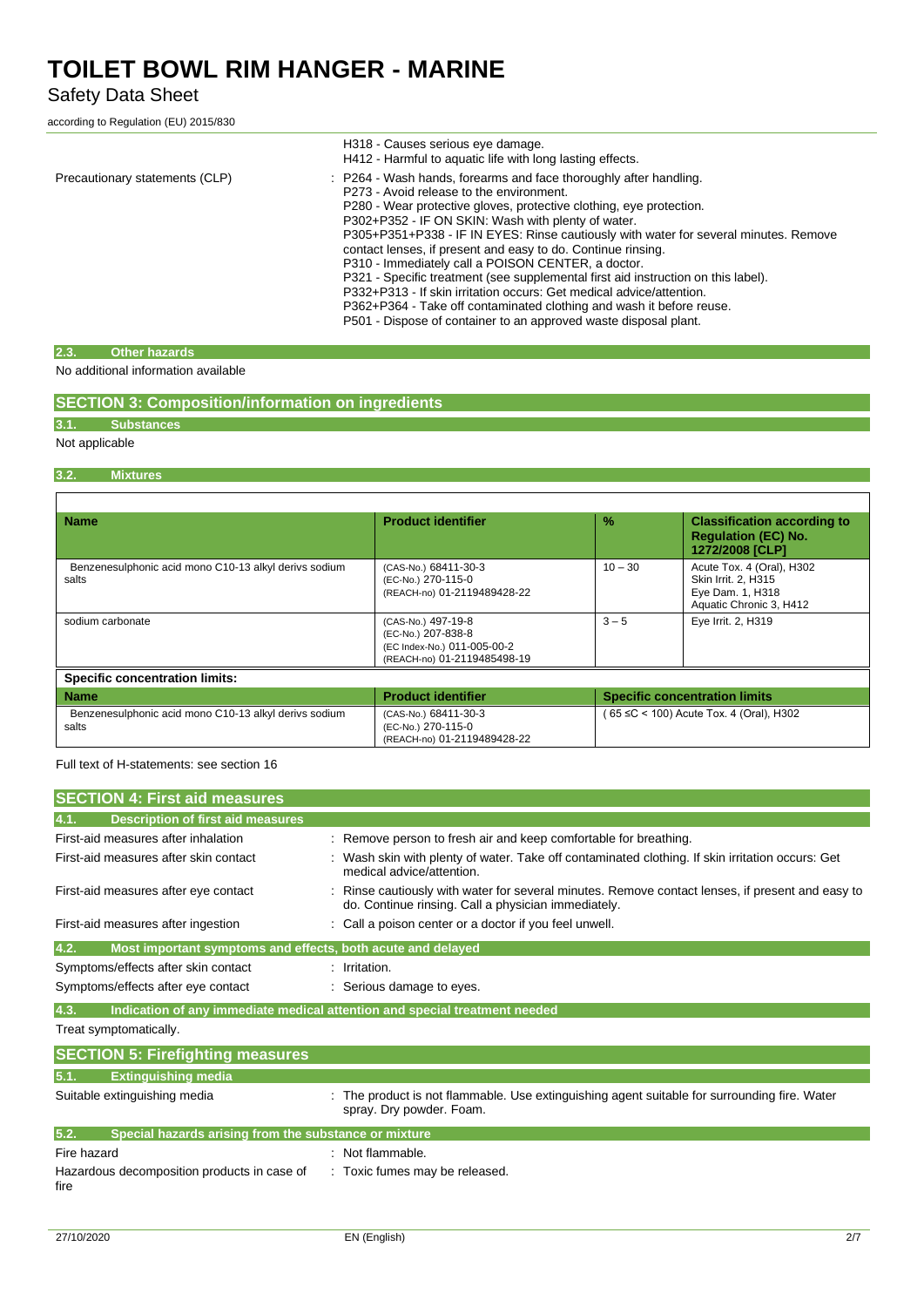| | |
|---|---|
| | H318 - Causes serious eye damage.<br>H412 - Harmful to aquatic life with long lasting effects. |
| Precautionary statements (CLP) | : P264 - Wash hands, forearms and face thoroughly after handling.<br>P273 - Avoid release to the environment.<br>P280 - Wear protective gloves, protective clothing, eye protection.<br>P302+P352 - IF ON SKIN: Wash with plenty of water.<br>P305+P351+P338 - IF IN EYES: Rinse cautiously with water for several minutes. Remove contact lenses, if present and easy to do. Continue rinsing.<br>P310 - Immediately call a POISON CENTER, a doctor.<br>P321 - Specific treatment (see supplemental first aid instruction on this label).<br>P332+P313 - If skin irritation occurs: Get medical advice/attention.<br>P362+P364 - Take off contaminated clothing and wash it before reuse.<br>P501 - Dispose of container to an approved waste disposal plant. |

### 2.3. Other hazards

No additional information available

## SECTION 3: Composition/information on ingredients

### 3.1. Substances

Not applicable

### 3.2. Mixtures

| Name | Product identifier | % | Classification according to Regulation (EC) No. 1272/2008 [CLP] |
|---|---|---|---|
| Benzenesulphonic acid mono C10-13 alkyl derivs sodium salts | (CAS-No.) 68411-30-3<br>(EC-No.) 270-115-0<br>(REACH-no) 01-2119489428-22 | 10 – 30 | Acute Tox. 4 (Oral), H302<br>Skin Irrit. 2, H315<br>Eye Dam. 1, H318<br>Aquatic Chronic 3, H412 |
| sodium carbonate | (CAS-No.) 497-19-8<br>(EC-No.) 207-838-8<br>(EC Index-No.) 011-005-00-2<br>(REACH-no) 01-2119485498-19 | 3 – 5 | Eye Irrit. 2, H319 |

**Specific concentration limits:**

| Name | Product identifier | Specific concentration limits |
|---|---|---|
| Benzenesulphonic acid mono C10-13 alkyl derivs sodium salts | (CAS-No.) 68411-30-3<br>(EC-No.) 270-115-0<br>(REACH-no) 01-2119489428-22 | ( 65 ≤C < 100) Acute Tox. 4 (Oral), H302 |

Full text of H-statements: see section 16

## SECTION 4: First aid measures

### 4.1. Description of first aid measures

| | |
|---|---|
| First-aid measures after inhalation | : Remove person to fresh air and keep comfortable for breathing. |
| First-aid measures after skin contact | : Wash skin with plenty of water. Take off contaminated clothing. If skin irritation occurs: Get medical advice/attention. |
| First-aid measures after eye contact | : Rinse cautiously with water for several minutes. Remove contact lenses, if present and easy to do. Continue rinsing. Call a physician immediately. |
| First-aid measures after ingestion | : Call a poison center or a doctor if you feel unwell. |

### 4.2. Most important symptoms and effects, both acute and delayed

| | |
|---|---|
| Symptoms/effects after skin contact | : Irritation. |
| Symptoms/effects after eye contact | : Serious damage to eyes. |

### 4.3. Indication of any immediate medical attention and special treatment needed

Treat symptomatically.

## SECTION 5: Firefighting measures

### 5.1. Extinguishing media

| | |
|---|---|
| Suitable extinguishing media | : The product is not flammable. Use extinguishing agent suitable for surrounding fire. Water spray. Dry powder. Foam. |

### 5.2. Special hazards arising from the substance or mixture

| | |
|---|---|
| Fire hazard | : Not flammable. |
| Hazardous decomposition products in case of fire | : Toxic fumes may be released. |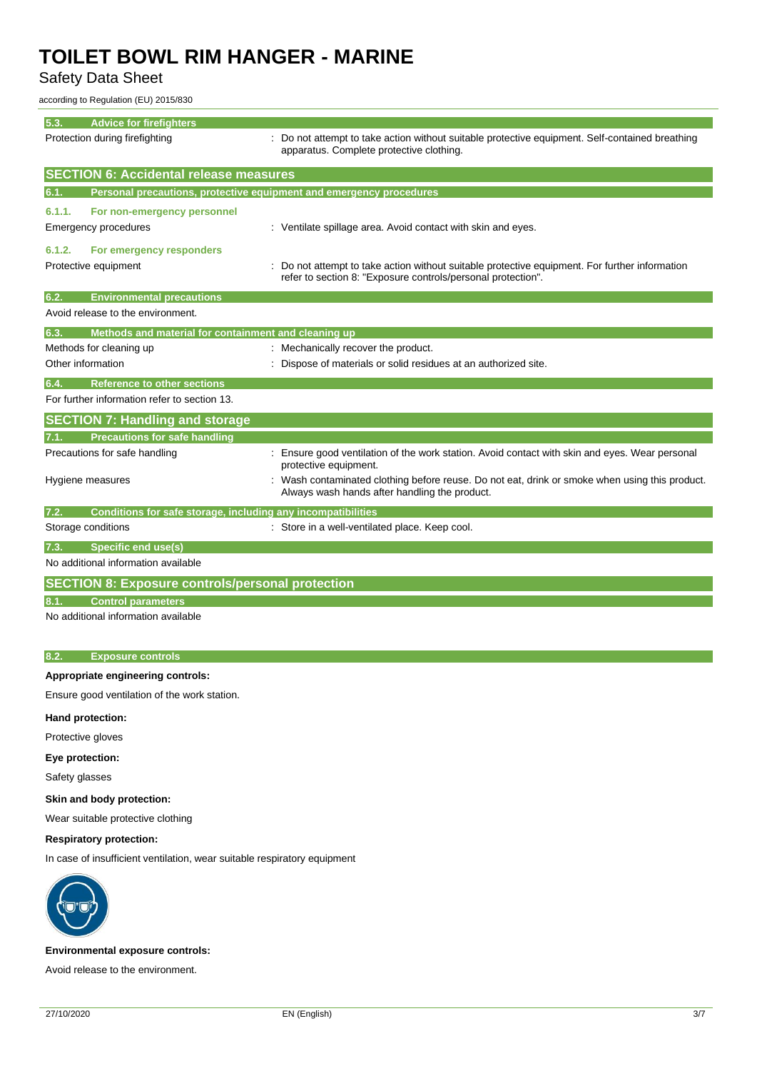### 5.3. Advice for firefighters

| | |
|---|---|
| Protection during firefighting | : Do not attempt to take action without suitable protective equipment. Self-contained breathing apparatus. Complete protective clothing. |

## SECTION 6: Accidental release measures

### 6.1. Personal precautions, protective equipment and emergency procedures

#### 6.1.1. For non-emergency personnel

| | |
|---|---|
| Emergency procedures | : Ventilate spillage area. Avoid contact with skin and eyes. |

#### 6.1.2. For emergency responders

| | |
|---|---|
| Protective equipment | : Do not attempt to take action without suitable protective equipment. For further information refer to section 8: "Exposure controls/personal protection". |

### 6.2. Environmental precautions

Avoid release to the environment.

### 6.3. Methods and material for containment and cleaning up

| | |
|---|---|
| Methods for cleaning up | : Mechanically recover the product. |
| Other information | : Dispose of materials or solid residues at an authorized site. |

### 6.4. Reference to other sections

For further information refer to section 13.

## SECTION 7: Handling and storage

### 7.1. Precautions for safe handling

| | |
|---|---|
| Precautions for safe handling | : Ensure good ventilation of the work station. Avoid contact with skin and eyes. Wear personal protective equipment. |
| Hygiene measures | : Wash contaminated clothing before reuse. Do not eat, drink or smoke when using this product. Always wash hands after handling the product. |

### 7.2. Conditions for safe storage, including any incompatibilities

| | |
|---|---|
| Storage conditions | : Store in a well-ventilated place. Keep cool. |

### 7.3. Specific end use(s)

No additional information available

## SECTION 8: Exposure controls/personal protection

### 8.1. Control parameters

No additional information available

### 8.2. Exposure controls

**Appropriate engineering controls:**

Ensure good ventilation of the work station.

**Hand protection:**

Protective gloves

**Eye protection:**

Safety glasses

**Skin and body protection:**

Wear suitable protective clothing

**Respiratory protection:**

In case of insufficient ventilation, wear suitable respiratory equipment

**Environmental exposure controls:**

Avoid release to the environment.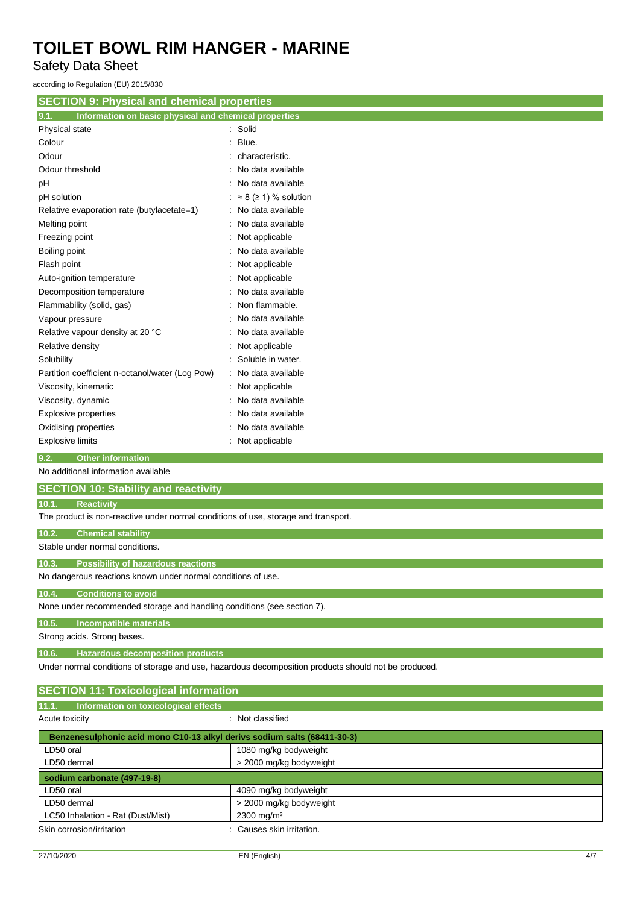## SECTION 9: Physical and chemical properties

### 9.1. Information on basic physical and chemical properties

| | |
|---|---|
| Physical state | : Solid |
| Colour | : Blue. |
| Odour | : characteristic. |
| Odour threshold | : No data available |
| pH | : No data available |
| pH solution | : ≈ 8 (≥ 1) % solution |
| Relative evaporation rate (butylacetate=1) | : No data available |
| Melting point | : No data available |
| Freezing point | : Not applicable |
| Boiling point | : No data available |
| Flash point | : Not applicable |
| Auto-ignition temperature | : Not applicable |
| Decomposition temperature | : No data available |
| Flammability (solid, gas) | : Non flammable. |
| Vapour pressure | : No data available |
| Relative vapour density at 20 °C | : No data available |
| Relative density | : Not applicable |
| Solubility | : Soluble in water. |
| Partition coefficient n-octanol/water (Log Pow) | : No data available |
| Viscosity, kinematic | : Not applicable |
| Viscosity, dynamic | : No data available |
| Explosive properties | : No data available |
| Oxidising properties | : No data available |
| Explosive limits | : Not applicable |

### 9.2. Other information

No additional information available

## SECTION 10: Stability and reactivity

### 10.1. Reactivity

The product is non-reactive under normal conditions of use, storage and transport.

### 10.2. Chemical stability

Stable under normal conditions.

### 10.3. Possibility of hazardous reactions

No dangerous reactions known under normal conditions of use.

### 10.4. Conditions to avoid

None under recommended storage and handling conditions (see section 7).

### 10.5. Incompatible materials

Strong acids. Strong bases.

### 10.6. Hazardous decomposition products

Under normal conditions of storage and use, hazardous decomposition products should not be produced.

## SECTION 11: Toxicological information

### 11.1. Information on toxicological effects

Acute toxicity : Not classified

| Benzenesulphonic acid mono C10-13 alkyl derivs sodium salts (68411-30-3) | |
|---|---|
| LD50 oral | 1080 mg/kg bodyweight |
| LD50 dermal | > 2000 mg/kg bodyweight |

| sodium carbonate (497-19-8) | |
|---|---|
| LD50 oral | 4090 mg/kg bodyweight |
| LD50 dermal | > 2000 mg/kg bodyweight |
| LC50 Inhalation - Rat (Dust/Mist) | 2300 mg/m³ |

Skin corrosion/irritation : Causes skin irritation.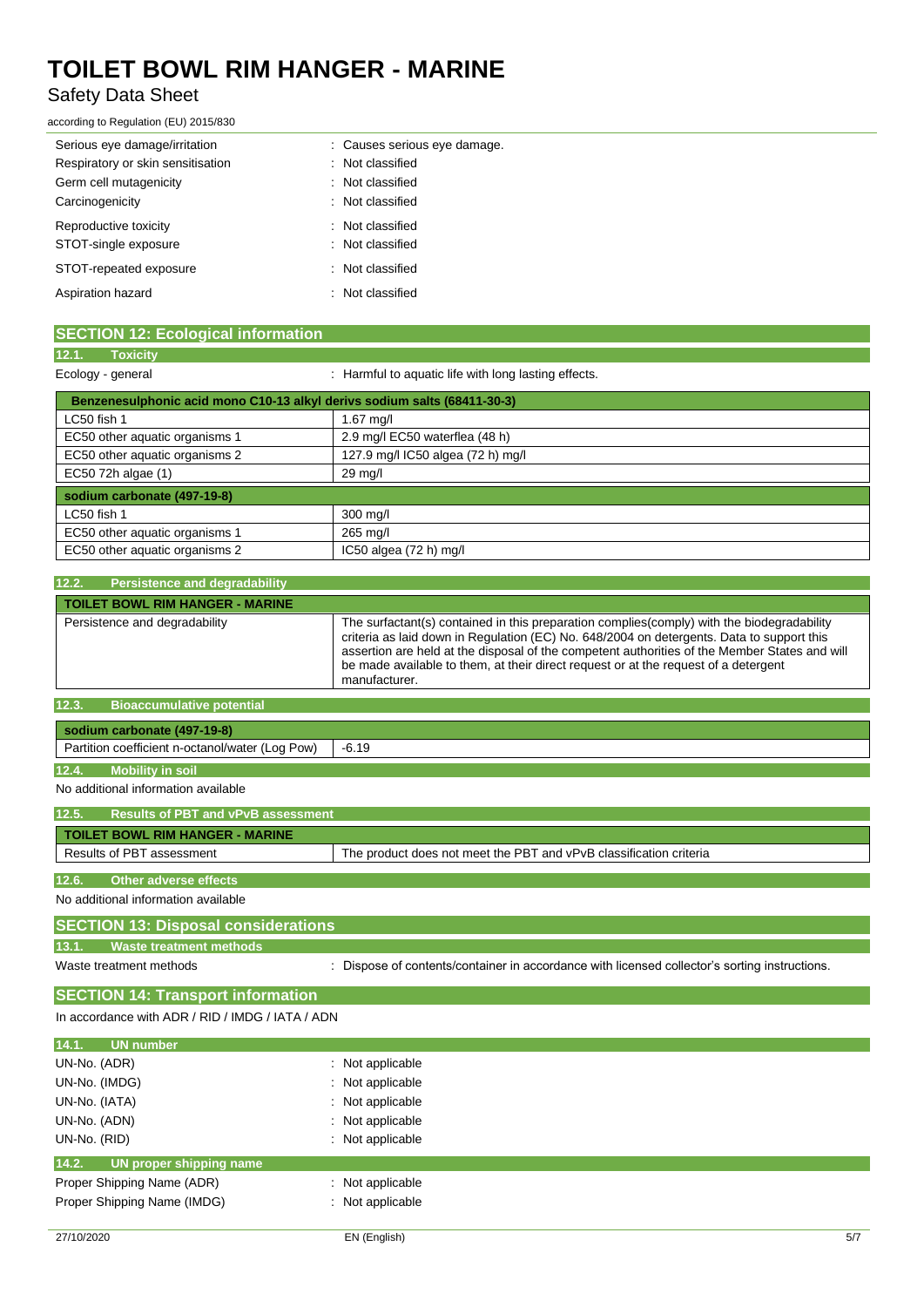| | |
|---|---|
| Serious eye damage/irritation | : Causes serious eye damage. |
| Respiratory or skin sensitisation | : Not classified |
| Germ cell mutagenicity | : Not classified |
| Carcinogenicity | : Not classified |
| Reproductive toxicity | : Not classified |
| STOT-single exposure | : Not classified |
| STOT-repeated exposure | : Not classified |
| Aspiration hazard | : Not classified |

## SECTION 12: Ecological information

### 12.1. Toxicity

Ecology - general : Harmful to aquatic life with long lasting effects.

| Benzenesulphonic acid mono C10-13 alkyl derivs sodium salts (68411-30-3) | |
|---|---|
| LC50 fish 1 | 1.67 mg/l |
| EC50 other aquatic organisms 1 | 2.9 mg/l EC50 waterflea (48 h) |
| EC50 other aquatic organisms 2 | 127.9 mg/l IC50 algea (72 h) mg/l |
| EC50 72h algae (1) | 29 mg/l |
| **sodium carbonate (497-19-8)** | |
| LC50 fish 1 | 300 mg/l |
| EC50 other aquatic organisms 1 | 265 mg/l |
| EC50 other aquatic organisms 2 | IC50 algea (72 h) mg/l |

### 12.2. Persistence and degradability

| TOILET BOWL RIM HANGER - MARINE | |
|---|---|
| Persistence and degradability | The surfactant(s) contained in this preparation complies(comply) with the biodegradability criteria as laid down in Regulation (EC) No. 648/2004 on detergents. Data to support this assertion are held at the disposal of the competent authorities of the Member States and will be made available to them, at their direct request or at the request of a detergent manufacturer. |

### 12.3. Bioaccumulative potential

| sodium carbonate (497-19-8) | |
|---|---|
| Partition coefficient n-octanol/water (Log Pow) | -6.19 |

### 12.4. Mobility in soil

No additional information available

### 12.5. Results of PBT and vPvB assessment

| TOILET BOWL RIM HANGER - MARINE | |
|---|---|
| Results of PBT assessment | The product does not meet the PBT and vPvB classification criteria |

### 12.6. Other adverse effects

No additional information available

## SECTION 13: Disposal considerations

### 13.1. Waste treatment methods

Waste treatment methods : Dispose of contents/container in accordance with licensed collector's sorting instructions.

## SECTION 14: Transport information

In accordance with ADR / RID / IMDG / IATA / ADN

### 14.1. UN number

| | |
|---|---|
| UN-No. (ADR) | : Not applicable |
| UN-No. (IMDG) | : Not applicable |
| UN-No. (IATA) | : Not applicable |
| UN-No. (ADN) | : Not applicable |
| UN-No. (RID) | : Not applicable |

### 14.2. UN proper shipping name

| | |
|---|---|
| Proper Shipping Name (ADR) | : Not applicable |
| Proper Shipping Name (IMDG) | : Not applicable |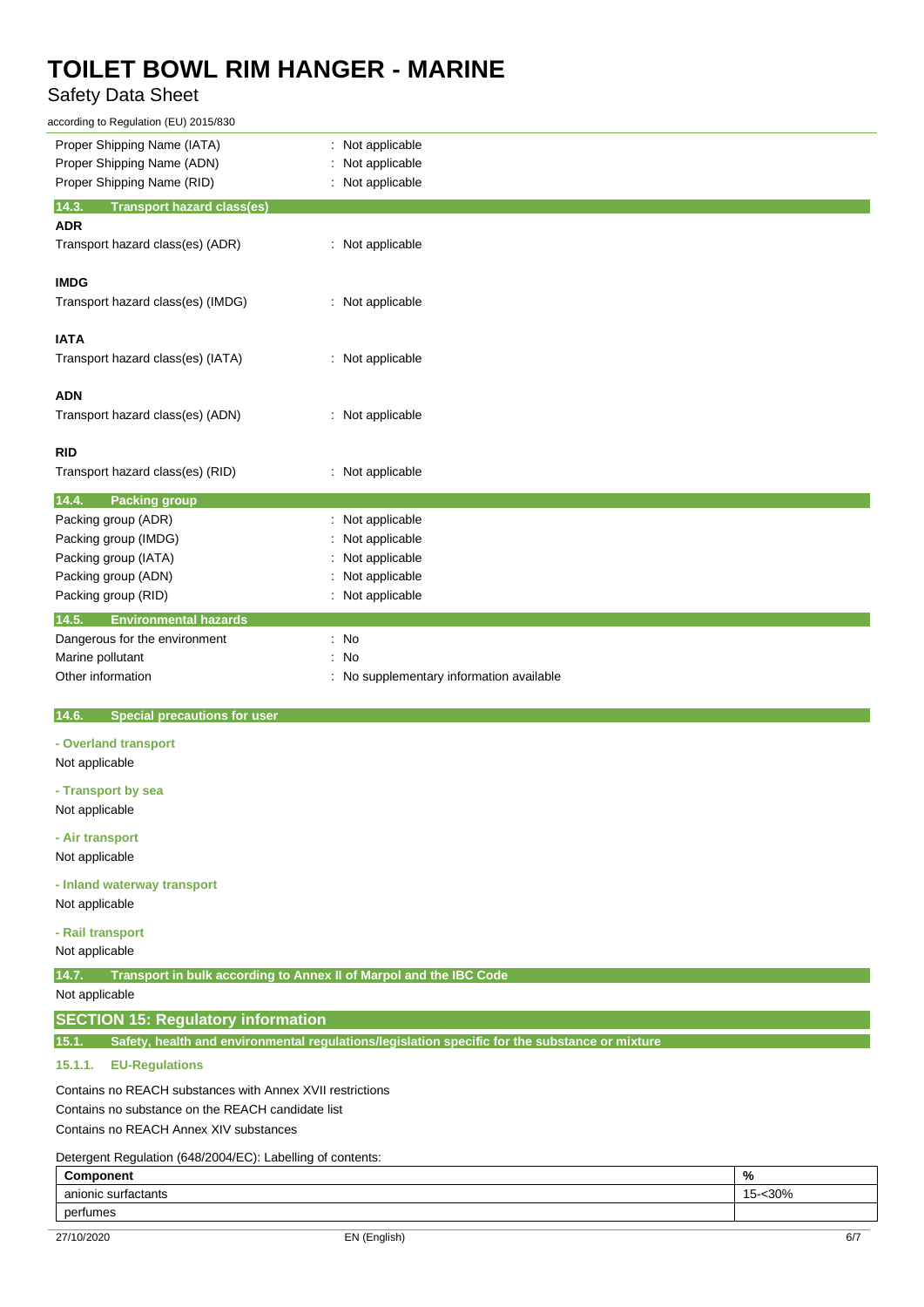Proper Shipping Name (IATA) : Not applicable
Proper Shipping Name (ADN) : Not applicable
Proper Shipping Name (RID) : Not applicable

### 14.3. Transport hazard class(es)

**ADR**

Transport hazard class(es) (ADR) : Not applicable

**IMDG**

Transport hazard class(es) (IMDG) : Not applicable

**IATA**

Transport hazard class(es) (IATA) : Not applicable

**ADN**

Transport hazard class(es) (ADN) : Not applicable

**RID**

Transport hazard class(es) (RID) : Not applicable

### 14.4. Packing group

Packing group (ADR) : Not applicable
Packing group (IMDG) : Not applicable
Packing group (IATA) : Not applicable
Packing group (ADN) : Not applicable
Packing group (RID) : Not applicable

### 14.5. Environmental hazards

Dangerous for the environment : No
Marine pollutant : No
Other information : No supplementary information available

### 14.6. Special precautions for user

**- Overland transport**

Not applicable

**- Transport by sea**

Not applicable

**- Air transport**

Not applicable

**- Inland waterway transport**

Not applicable

**- Rail transport**

Not applicable

### 14.7. Transport in bulk according to Annex II of Marpol and the IBC Code

Not applicable

## SECTION 15: Regulatory information

### 15.1. Safety, health and environmental regulations/legislation specific for the substance or mixture

#### 15.1.1. EU-Regulations

Contains no REACH substances with Annex XVII restrictions
Contains no substance on the REACH candidate list
Contains no REACH Annex XIV substances

Detergent Regulation (648/2004/EC): Labelling of contents:

| Component | % |
|---|---|
| anionic surfactants | 15-<30% |
| perfumes | |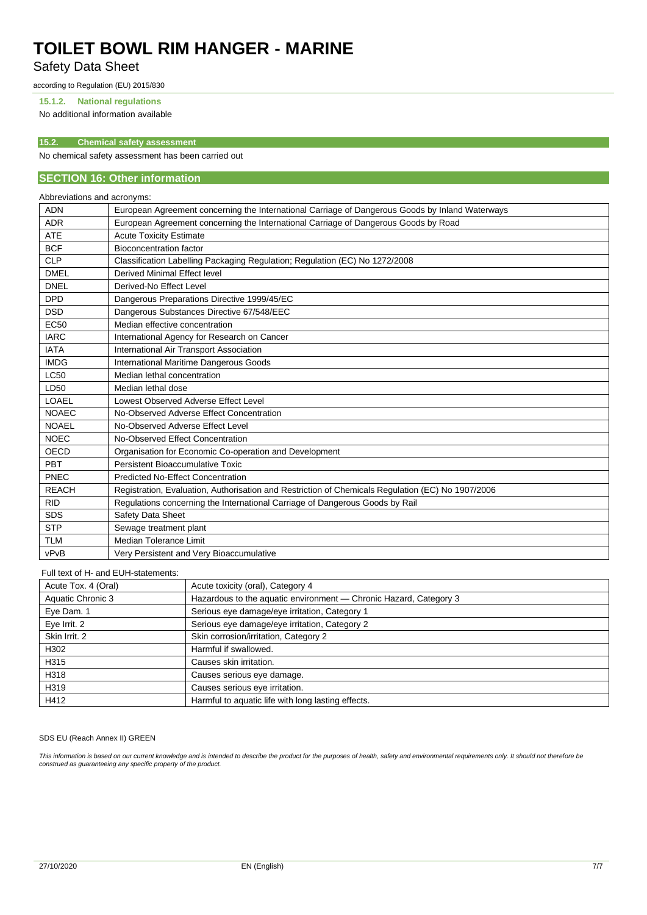#### 15.1.2. National regulations

No additional information available

### 15.2. Chemical safety assessment

No chemical safety assessment has been carried out

## SECTION 16: Other information

Abbreviations and acronyms:

| | |
|---|---|
| ADN | European Agreement concerning the International Carriage of Dangerous Goods by Inland Waterways |
| ADR | European Agreement concerning the International Carriage of Dangerous Goods by Road |
| ATE | Acute Toxicity Estimate |
| BCF | Bioconcentration factor |
| CLP | Classification Labelling Packaging Regulation; Regulation (EC) No 1272/2008 |
| DMEL | Derived Minimal Effect level |
| DNEL | Derived-No Effect Level |
| DPD | Dangerous Preparations Directive 1999/45/EC |
| DSD | Dangerous Substances Directive 67/548/EEC |
| EC50 | Median effective concentration |
| IARC | International Agency for Research on Cancer |
| IATA | International Air Transport Association |
| IMDG | International Maritime Dangerous Goods |
| LC50 | Median lethal concentration |
| LD50 | Median lethal dose |
| LOAEL | Lowest Observed Adverse Effect Level |
| NOAEC | No-Observed Adverse Effect Concentration |
| NOAEL | No-Observed Adverse Effect Level |
| NOEC | No-Observed Effect Concentration |
| OECD | Organisation for Economic Co-operation and Development |
| PBT | Persistent Bioaccumulative Toxic |
| PNEC | Predicted No-Effect Concentration |
| REACH | Registration, Evaluation, Authorisation and Restriction of Chemicals Regulation (EC) No 1907/2006 |
| RID | Regulations concerning the International Carriage of Dangerous Goods by Rail |
| SDS | Safety Data Sheet |
| STP | Sewage treatment plant |
| TLM | Median Tolerance Limit |
| vPvB | Very Persistent and Very Bioaccumulative |

Full text of H- and EUH-statements:

| | |
|---|---|
| Acute Tox. 4 (Oral) | Acute toxicity (oral), Category 4 |
| Aquatic Chronic 3 | Hazardous to the aquatic environment — Chronic Hazard, Category 3 |
| Eye Dam. 1 | Serious eye damage/eye irritation, Category 1 |
| Eye Irrit. 2 | Serious eye damage/eye irritation, Category 2 |
| Skin Irrit. 2 | Skin corrosion/irritation, Category 2 |
| H302 | Harmful if swallowed. |
| H315 | Causes skin irritation. |
| H318 | Causes serious eye damage. |
| H319 | Causes serious eye irritation. |
| H412 | Harmful to aquatic life with long lasting effects. |

SDS EU (Reach Annex II) GREEN

*This information is based on our current knowledge and is intended to describe the product for the purposes of health, safety and environmental requirements only. It should not therefore be construed as guaranteeing any specific property of the product.*